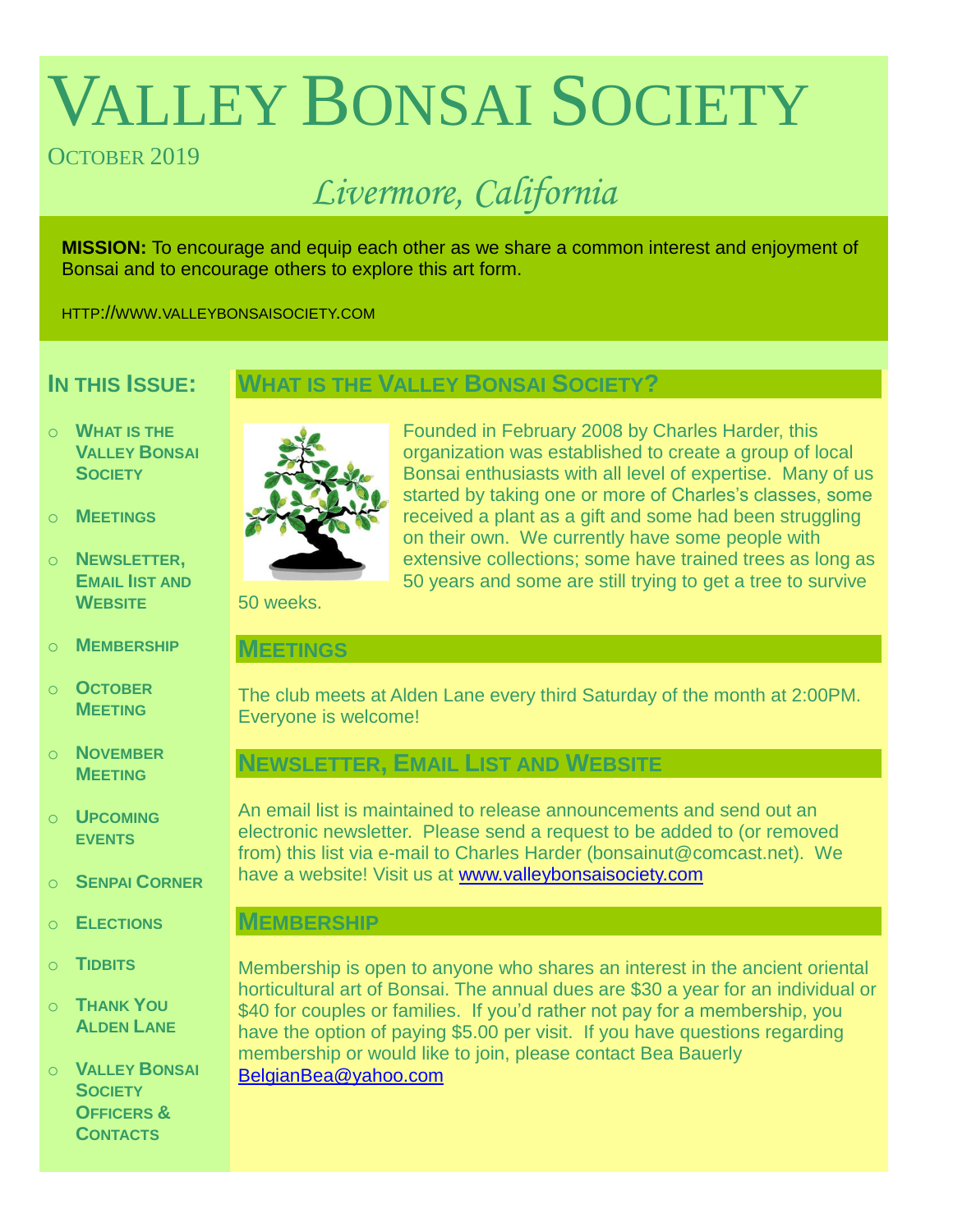# VALLEY BONSAI SOCIETY

OCTOBER 2019

*Livermore, California*

**MISSION:** To encourage and equip each other as we share a common interest and enjoyment of Bonsai and to encourage others to explore this art form.

HTTP://WWW.VALLEYBONSAISOCIETY.COM

## IN THIS ISSUE:

- WHAT IS THE VALLEY BONSAI SOCIETY
- MEETINGS
- NEWSLETTER, EMAIL LIST AND WEBSITE
- MEMBERSHIP
- OCTOBER MEETING
- NOVEMBER MEETING
- UPCOMING EVENTS
- SENPAI CORNER
- ELECTIONS
- TIDBITS
- THANK YOU ALDEN LANE
- VALLEY BONSAI SOCIETY OFFICERS & CONTACTS

## WHAT IS THE VALLEY BONSAI SOCIETY?

Founded in February 2008 by Charles Harder, this organization was established to create a group of local Bonsai enthusiasts with all level of expertise. Many of us started by taking one or more of Charles's classes, some received a plant as a gift and some had been struggling on their own. We currently have some people with extensive collections; some have trained trees as long as 50 years and some are still trying to get a tree to survive 50 weeks.

## MEETINGS

The club meets at Alden Lane every third Saturday of the month at 2:00PM. Everyone is welcome!

## NEWSLETTER, EMAIL LIST AND WEBSITE

An email list is maintained to release announcements and send out an electronic newsletter. Please send a request to be added to (or removed from) this list via e-mail to Charles Harder (bonsainut@comcast.net). We have a website! Visit us at www.valleybonsaisociety.com

## MEMBERSHIP

Membership is open to anyone who shares an interest in the ancient oriental horticultural art of Bonsai. The annual dues are $30 a year for an individual or $40 for couples or families. If you'd rather not pay for a membership, you have the option of paying $5.00 per visit. If you have questions regarding membership or would like to join, please contact Bea Bauerly BelgianBea@yahoo.com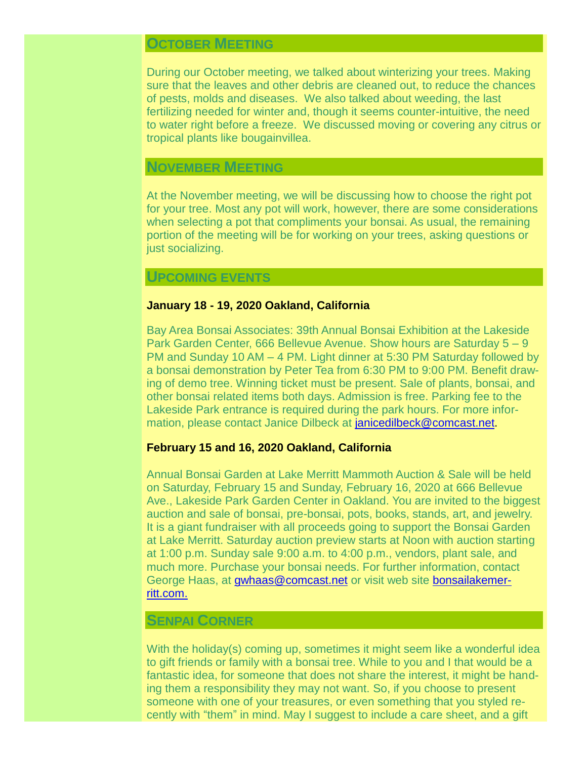## October Meeting

During our October meeting, we talked about winterizing your trees. Making sure that the leaves and other debris are cleaned out, to reduce the chances of pests, molds and diseases. We also talked about weeding, the last fertilizing needed for winter and, though it seems counter-intuitive, the need to water right before a freeze. We discussed moving or covering any citrus or tropical plants like bougainvillea.

## November Meeting

At the November meeting, we will be discussing how to choose the right pot for your tree. Most any pot will work, however, there are some considerations when selecting a pot that compliments your bonsai. As usual, the remaining portion of the meeting will be for working on your trees, asking questions or just socializing.

## Upcoming events

**January 18 - 19, 2020 Oakland, California**

Bay Area Bonsai Associates: 39th Annual Bonsai Exhibition at the Lakeside Park Garden Center, 666 Bellevue Avenue. Show hours are Saturday 5 – 9 PM and Sunday 10 AM – 4 PM. Light dinner at 5:30 PM Saturday followed by a bonsai demonstration by Peter Tea from 6:30 PM to 9:00 PM. Benefit drawing of demo tree. Winning ticket must be present. Sale of plants, bonsai, and other bonsai related items both days. Admission is free. Parking fee to the Lakeside Park entrance is required during the park hours. For more information, please contact Janice Dilbeck at janicedilbeck@comcast.net.

**February 15 and 16, 2020 Oakland, California**

Annual Bonsai Garden at Lake Merritt Mammoth Auction & Sale will be held on Saturday, February 15 and Sunday, February 16, 2020 at 666 Bellevue Ave., Lakeside Park Garden Center in Oakland. You are invited to the biggest auction and sale of bonsai, pre-bonsai, pots, books, stands, art, and jewelry. It is a giant fundraiser with all proceeds going to support the Bonsai Garden at Lake Merritt. Saturday auction preview starts at Noon with auction starting at 1:00 p.m. Sunday sale 9:00 a.m. to 4:00 p.m., vendors, plant sale, and much more. Purchase your bonsai needs. For further information, contact George Haas, at gwhaas@comcast.net or visit web site bonsailakemerritt.com.

## Senpai Corner

With the holiday(s) coming up, sometimes it might seem like a wonderful idea to gift friends or family with a bonsai tree. While to you and I that would be a fantastic idea, for someone that does not share the interest, it might be handing them a responsibility they may not want. So, if you choose to present someone with one of your treasures, or even something that you styled recently with "them" in mind. May I suggest to include a care sheet, and a gift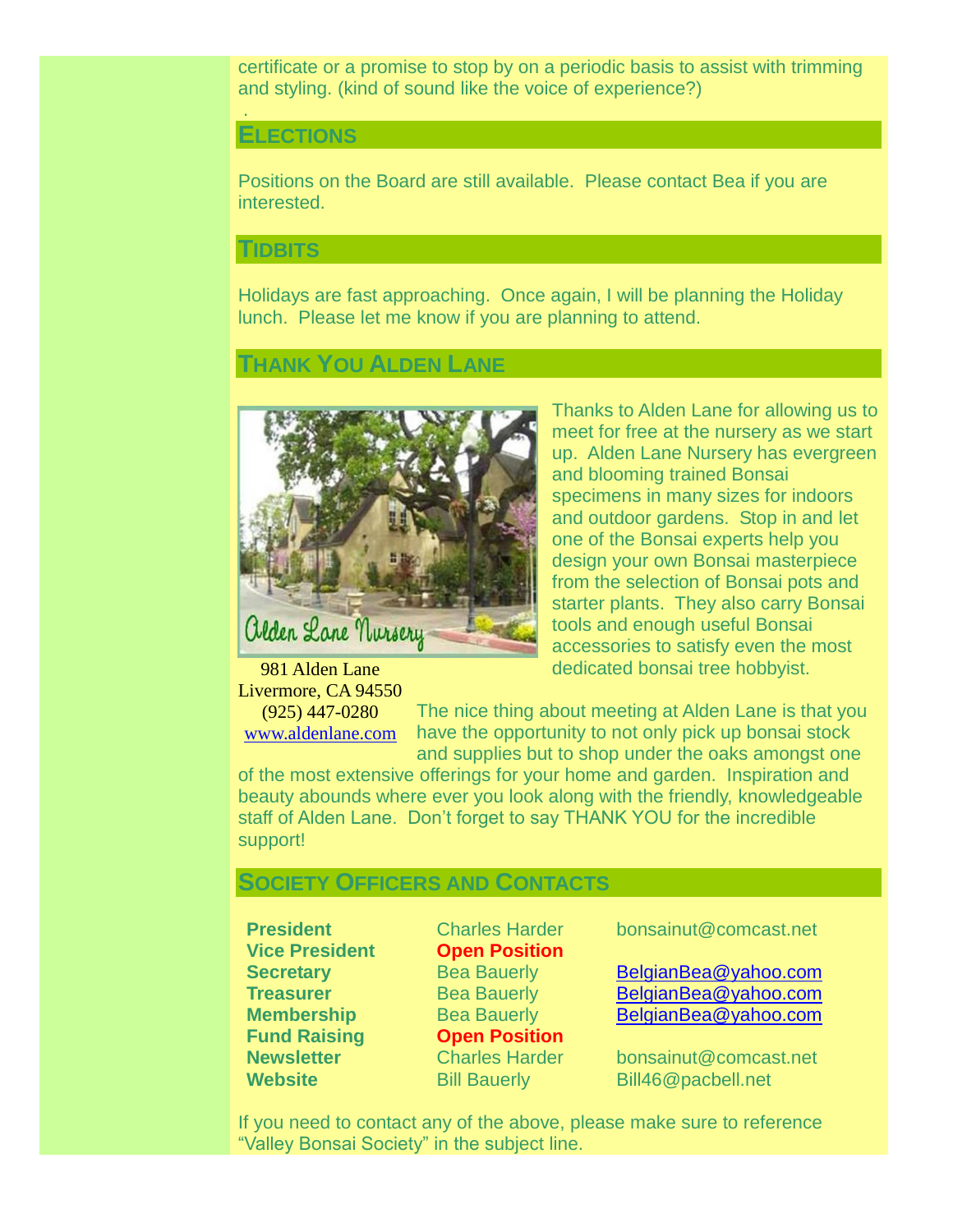certificate or a promise to stop by on a periodic basis to assist with trimming and styling. (kind of sound like the voice of experience?)

## ELECTIONS

Positions on the Board are still available. Please contact Bea if you are interested.

## TIDBITS

Holidays are fast approaching. Once again, I will be planning the Holiday lunch. Please let me know if you are planning to attend.

## THANK YOU ALDEN LANE

Thanks to Alden Lane for allowing us to meet for free at the nursery as we start up. Alden Lane Nursery has evergreen and blooming trained Bonsai specimens in many sizes for indoors and outdoor gardens. Stop in and let one of the Bonsai experts help you design your own Bonsai masterpiece from the selection of Bonsai pots and starter plants. They also carry Bonsai tools and enough useful Bonsai accessories to satisfy even the most dedicated bonsai tree hobbyist.

981 Alden Lane
Livermore, CA 94550
(925) 447-0280
www.aldenlane.com

The nice thing about meeting at Alden Lane is that you have the opportunity to not only pick up bonsai stock and supplies but to shop under the oaks amongst one of the most extensive offerings for your home and garden. Inspiration and beauty abounds where ever you look along with the friendly, knowledgeable staff of Alden Lane. Don't forget to say THANK YOU for the incredible support!

## SOCIETY OFFICERS AND CONTACTS

| | | |
|---|---|---|
| **President** | Charles Harder | bonsainut@comcast.net |
| **Vice President** | **Open Position** | |
| **Secretary** | Bea Bauerly | BelgianBea@yahoo.com |
| **Treasurer** | Bea Bauerly | BelgianBea@yahoo.com |
| **Membership** | Bea Bauerly | BelgianBea@yahoo.com |
| **Fund Raising** | **Open Position** | |
| **Newsletter** | Charles Harder | bonsainut@comcast.net |
| **Website** | Bill Bauerly | Bill46@pacbell.net |

If you need to contact any of the above, please make sure to reference "Valley Bonsai Society" in the subject line.